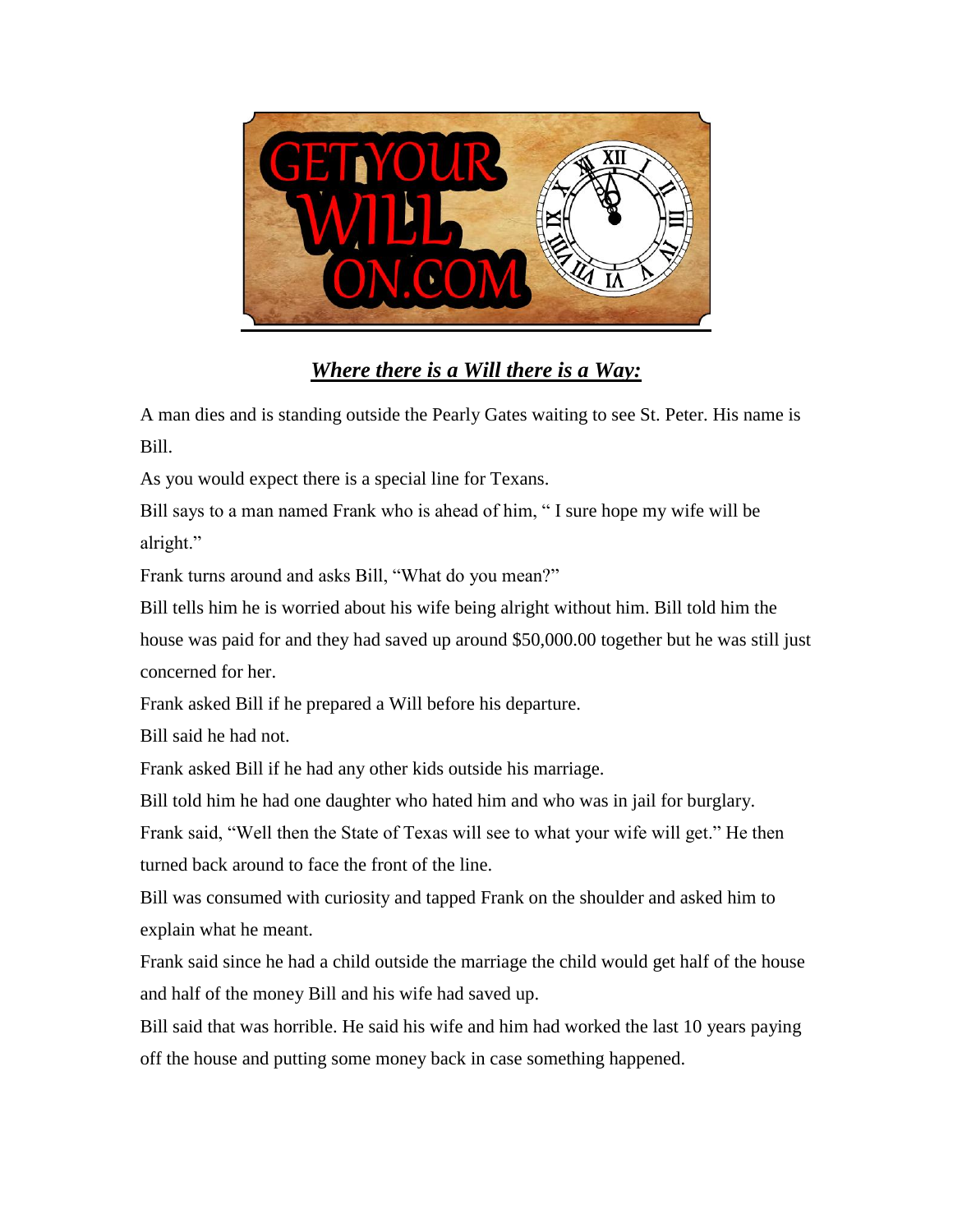GET YOUR WILL ON.COM

## ***Where there is a Will there is a Way:***

A man dies and is standing outside the Pearly Gates waiting to see St. Peter. His name is Bill.

As you would expect there is a special line for Texans.

Bill says to a man named Frank who is ahead of him, " I sure hope my wife will be alright."

Frank turns around and asks Bill, "What do you mean?"

Bill tells him he is worried about his wife being alright without him. Bill told him the house was paid for and they had saved up around $50,000.00 together but he was still just concerned for her.

Frank asked Bill if he prepared a Will before his departure.

Bill said he had not.

Frank asked Bill if he had any other kids outside his marriage.

Bill told him he had one daughter who hated him and who was in jail for burglary.

Frank said, "Well then the State of Texas will see to what your wife will get." He then turned back around to face the front of the line.

Bill was consumed with curiosity and tapped Frank on the shoulder and asked him to explain what he meant.

Frank said since he had a child outside the marriage the child would get half of the house and half of the money Bill and his wife had saved up.

Bill said that was horrible. He said his wife and him had worked the last 10 years paying off the house and putting some money back in case something happened.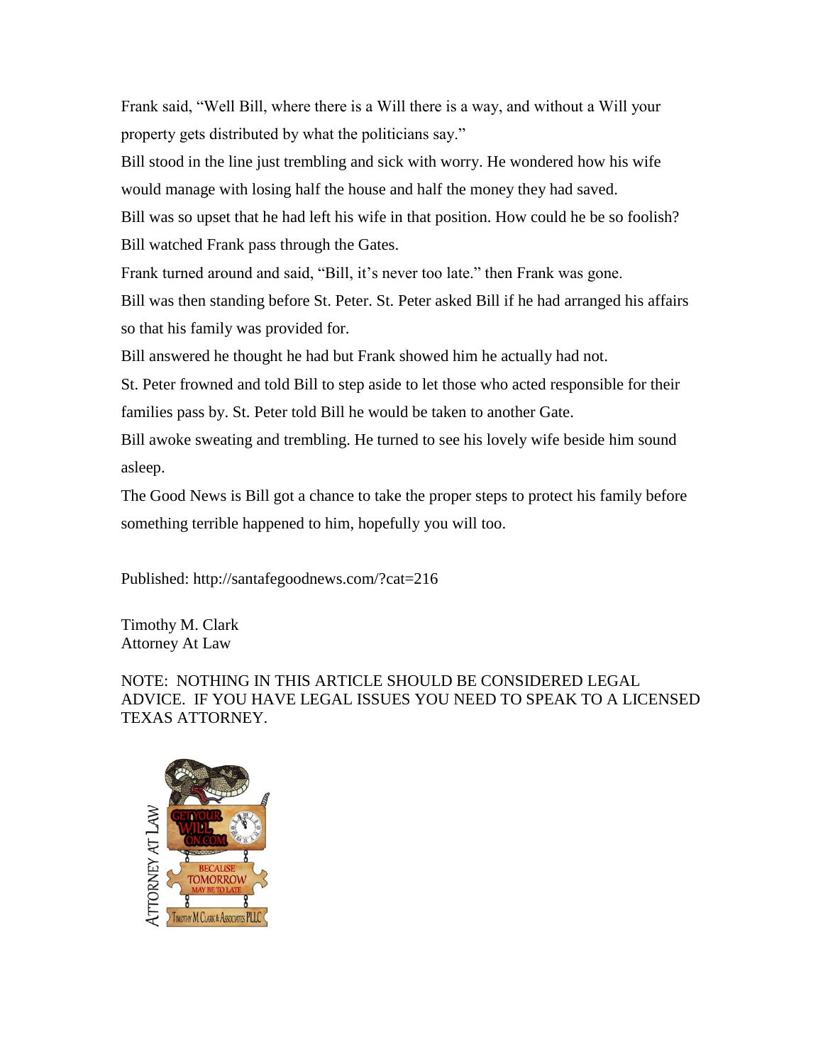Frank said, “Well Bill, where there is a Will there is a way, and without a Will your property gets distributed by what the politicians say.”

Bill stood in the line just trembling and sick with worry. He wondered how his wife would manage with losing half the house and half the money they had saved.

Bill was so upset that he had left his wife in that position. How could he be so foolish?

Bill watched Frank pass through the Gates.

Frank turned around and said, “Bill, it’s never too late.” then Frank was gone.

Bill was then standing before St. Peter. St. Peter asked Bill if he had arranged his affairs so that his family was provided for.

Bill answered he thought he had but Frank showed him he actually had not.

St. Peter frowned and told Bill to step aside to let those who acted responsible for their families pass by. St. Peter told Bill he would be taken to another Gate.

Bill awoke sweating and trembling. He turned to see his lovely wife beside him sound asleep.

The Good News is Bill got a chance to take the proper steps to protect his family before something terrible happened to him, hopefully you will too.

Published: http://santafegoodnews.com/?cat=216

Timothy M. Clark
Attorney At Law

NOTE: NOTHING IN THIS ARTICLE SHOULD BE CONSIDERED LEGAL ADVICE. IF YOU HAVE LEGAL ISSUES YOU NEED TO SPEAK TO A LICENSED TEXAS ATTORNEY.